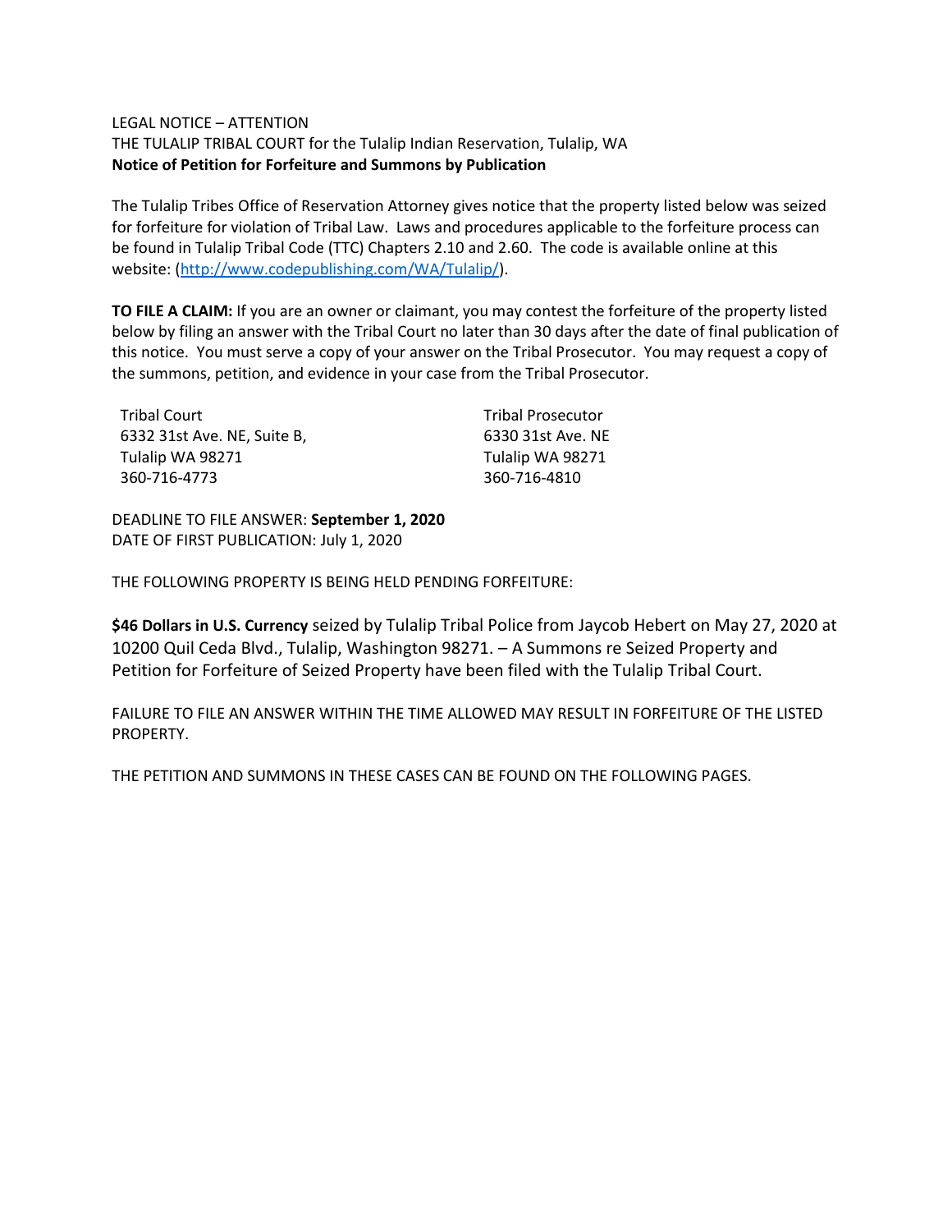LEGAL NOTICE – ATTENTION

THE TULALIP TRIBAL COURT for the Tulalip Indian Reservation, Tulalip, WA

**Notice of Petition for Forfeiture and Summons by Publication**

The Tulalip Tribes Office of Reservation Attorney gives notice that the property listed below was seized for forfeiture for violation of Tribal Law. Laws and procedures applicable to the forfeiture process can be found in Tulalip Tribal Code (TTC) Chapters 2.10 and 2.60. The code is available online at this website: (http://www.codepublishing.com/WA/Tulalip/).

**TO FILE A CLAIM:** If you are an owner or claimant, you may contest the forfeiture of the property listed below by filing an answer with the Tribal Court no later than 30 days after the date of final publication of this notice. You must serve a copy of your answer on the Tribal Prosecutor. You may request a copy of the summons, petition, and evidence in your case from the Tribal Prosecutor.

Tribal Court
6332 31st Ave. NE, Suite B,
Tulalip WA 98271
360-716-4773

Tribal Prosecutor
6330 31st Ave. NE
Tulalip WA 98271
360-716-4810

DEADLINE TO FILE ANSWER: **September 1, 2020**
DATE OF FIRST PUBLICATION: July 1, 2020

THE FOLLOWING PROPERTY IS BEING HELD PENDING FORFEITURE:

**$46 Dollars in U.S. Currency** seized by Tulalip Tribal Police from Jaycob Hebert on May 27, 2020 at 10200 Quil Ceda Blvd., Tulalip, Washington 98271. – A Summons re Seized Property and Petition for Forfeiture of Seized Property have been filed with the Tulalip Tribal Court.

FAILURE TO FILE AN ANSWER WITHIN THE TIME ALLOWED MAY RESULT IN FORFEITURE OF THE LISTED PROPERTY.

THE PETITION AND SUMMONS IN THESE CASES CAN BE FOUND ON THE FOLLOWING PAGES.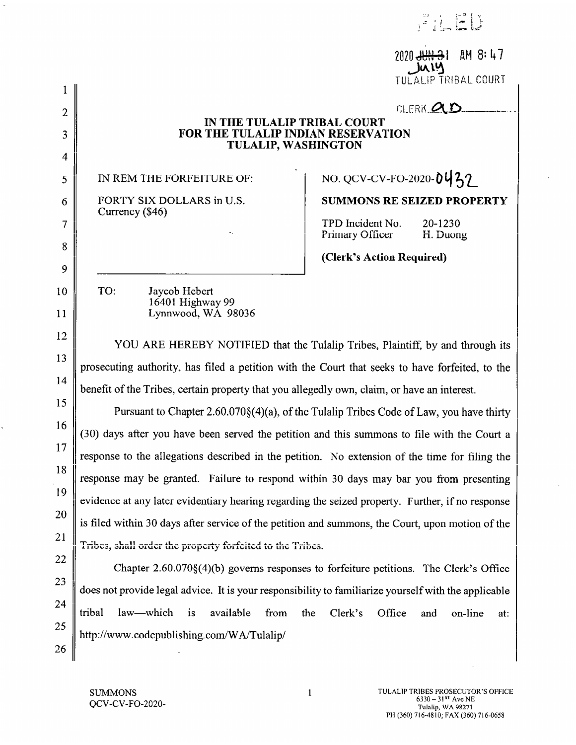FILED

2020 ~~JUN 31~~ AM 8:47
July
TULALIP TRIBAL COURT

CLERK AD

**IN THE TULALIP TRIBAL COURT**
**FOR THE TULALIP INDIAN RESERVATION**
**TULALIP, WASHINGTON**

| | |
|---|---|
| IN REM THE FORFEITURE OF:<br><br>FORTY SIX DOLLARS in U.S. Currency ($46) | NO. QCV-CV-FO-2020-0432<br><br>**SUMMONS RE SEIZED PROPERTY**<br><br>TPD Incident No. 20-1230<br>Primary Officer H. Duong<br><br>**(Clerk's Action Required)** |

TO: Jaycob Hebert
16401 Highway 99
Lynnwood, WA 98036

YOU ARE HEREBY NOTIFIED that the Tulalip Tribes, Plaintiff, by and through its prosecuting authority, has filed a petition with the Court that seeks to have forfeited, to the benefit of the Tribes, certain property that you allegedly own, claim, or have an interest.

Pursuant to Chapter 2.60.070§(4)(a), of the Tulalip Tribes Code of Law, you have thirty (30) days after you have been served the petition and this summons to file with the Court a response to the allegations described in the petition. No extension of the time for filing the response may be granted. Failure to respond within 30 days may bar you from presenting evidence at any later evidentiary hearing regarding the seized property. Further, if no response is filed within 30 days after service of the petition and summons, the Court, upon motion of the Tribes, shall order the property forfeited to the Tribes.

Chapter 2.60.070§(4)(b) governs responses to forfeiture petitions. The Clerk's Office does not provide legal advice. It is your responsibility to familiarize yourself with the applicable tribal law—which is available from the Clerk's Office and on-line at: http://www.codepublishing.com/WA/Tulalip/

SUMMONS
QCV-CV-FO-2020-

TULALIP TRIBES PROSECUTOR'S OFFICE
6330 – 31ST Ave NE
Tulalip, WA 98271
PH (360) 716-4810; FAX (360) 716-0658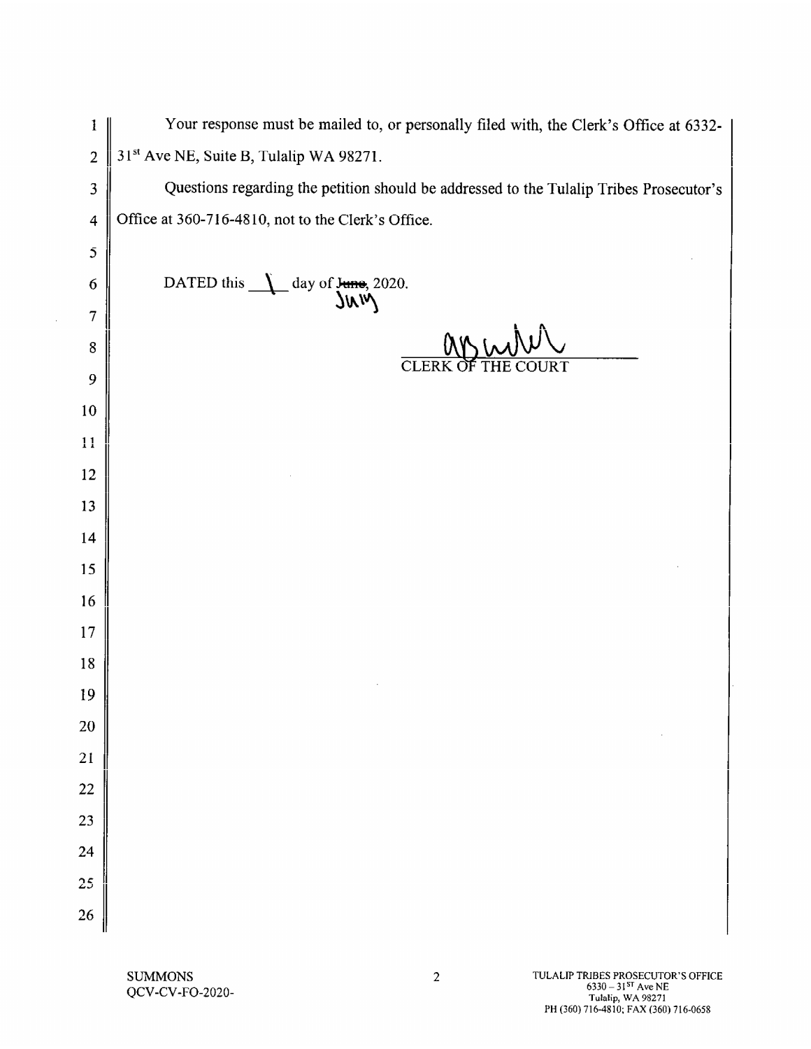Your response must be mailed to, or personally filed with, the Clerk's Office at 6332-31st Ave NE, Suite B, Tulalip WA 98271.

Questions regarding the petition should be addressed to the Tulalip Tribes Prosecutor's Office at 360-716-4810, not to the Clerk's Office.

DATED this 1 day of ~~June~~ July, 2020.

CLERK OF THE COURT

SUMMONS
QCV-CV-FO-2020-

TULALIP TRIBES PROSECUTOR'S OFFICE
6330 – 31ST Ave NE
Tulalip, WA 98271
PH (360) 716-4810; FAX (360) 716-0658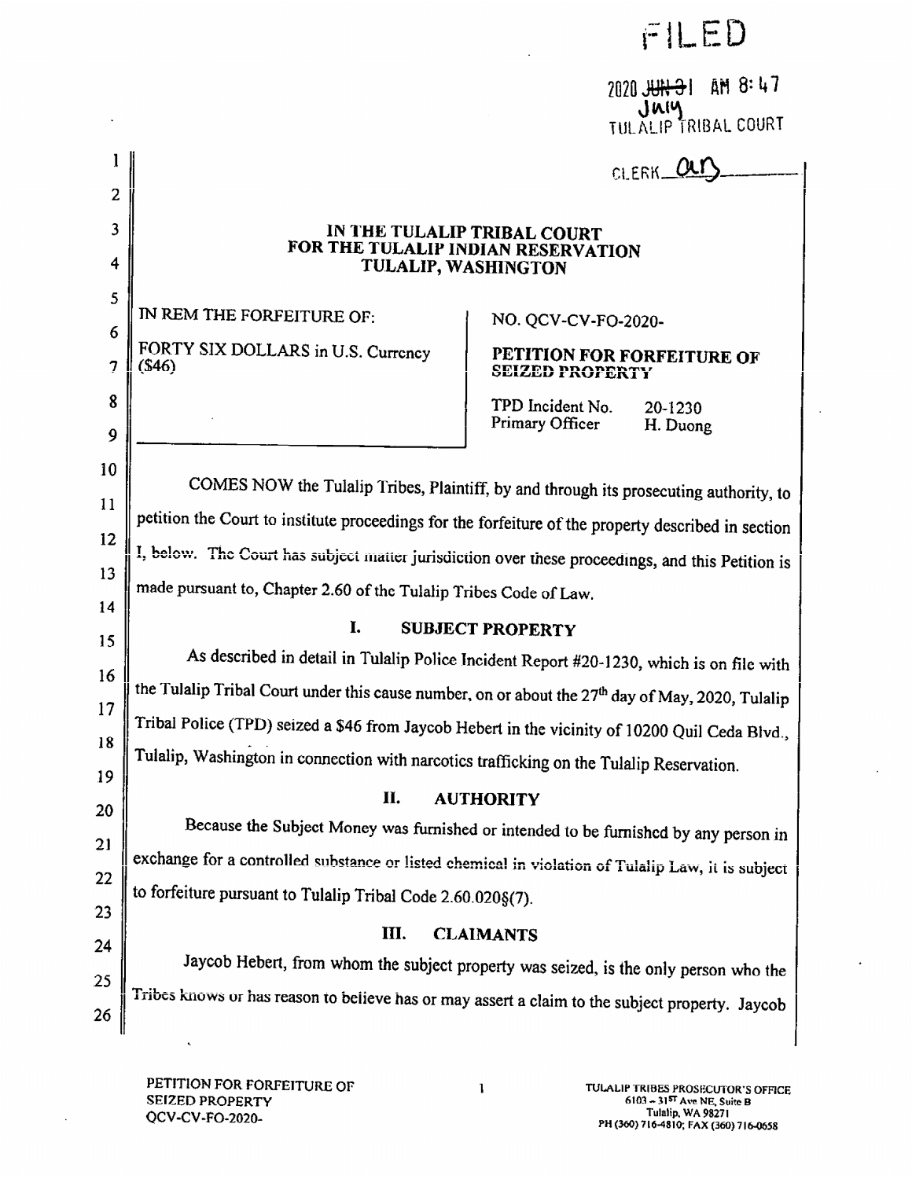FILED

2020 ~~JUN 3~~ 1 AM 8:47
JULY
TULALIP TRIBAL COURT

CLERK ____

**IN THE TULALIP TRIBAL COURT**
**FOR THE TULALIP INDIAN RESERVATION**
**TULALIP, WASHINGTON**

| IN REM THE FORFEITURE OF: FORTY SIX DOLLARS in U.S. Currency ($46) | NO. QCV-CV-FO-2020- **PETITION FOR FORFEITURE OF SEIZED PROPERTY** TPD Incident No. 20-1230 Primary Officer H. Duong |
|---|---|

COMES NOW the Tulalip Tribes, Plaintiff, by and through its prosecuting authority, to petition the Court to institute proceedings for the forfeiture of the property described in section I, below. The Court has subject matter jurisdiction over these proceedings, and this Petition is made pursuant to, Chapter 2.60 of the Tulalip Tribes Code of Law.

## I. SUBJECT PROPERTY

As described in detail in Tulalip Police Incident Report #20-1230, which is on file with the Tulalip Tribal Court under this cause number, on or about the 27th day of May, 2020, Tulalip Tribal Police (TPD) seized a $46 from Jaycob Hebert in the vicinity of 10200 Quil Ceda Blvd., Tulalip, Washington in connection with narcotics trafficking on the Tulalip Reservation.

## II. AUTHORITY

Because the Subject Money was furnished or intended to be furnished by any person in exchange for a controlled substance or listed chemical in violation of Tulalip Law, it is subject to forfeiture pursuant to Tulalip Tribal Code 2.60.020§(7).

## III. CLAIMANTS

Jaycob Hebert, from whom the subject property was seized, is the only person who the Tribes knows or has reason to believe has or may assert a claim to the subject property. Jaycob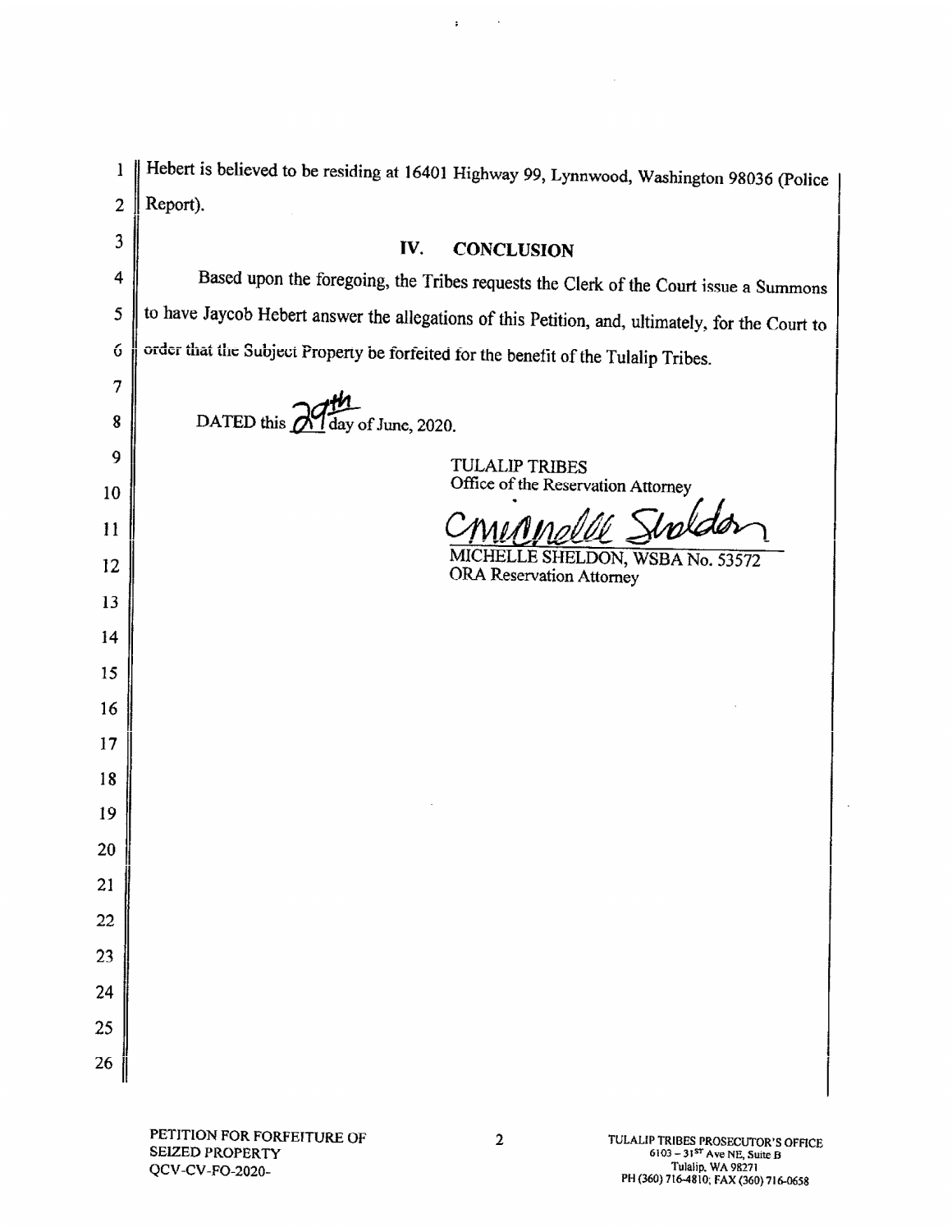Hebert is believed to be residing at 16401 Highway 99, Lynnwood, Washington 98036 (Police Report).

## IV. CONCLUSION

Based upon the foregoing, the Tribes requests the Clerk of the Court issue a Summons to have Jaycob Hebert answer the allegations of this Petition, and, ultimately, for the Court to order that the Subject Property be forfeited for the benefit of the Tulalip Tribes.

DATED this 29th day of June, 2020.

TULALIP TRIBES
Office of the Reservation Attorney

MICHELLE SHELDON, WSBA No. 53572
ORA Reservation Attorney

PETITION FOR FORFEITURE OF SEIZED PROPERTY
QCV-CV-FO-2020-

TULALIP TRIBES PROSECUTOR'S OFFICE
6103 – 31ST Ave NE, Suite B
Tulalip, WA 98271
PH (360) 716-4810; FAX (360) 716-0658